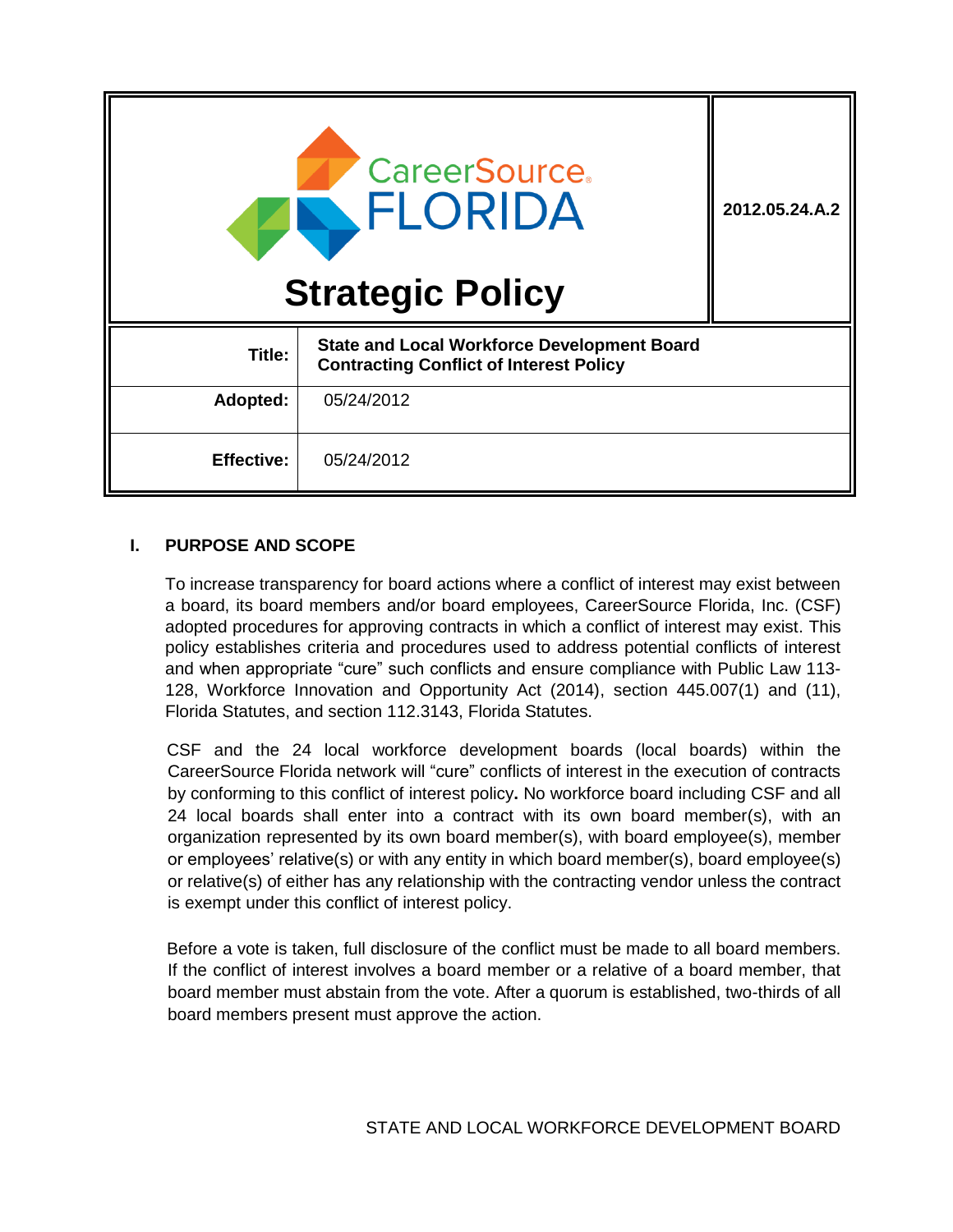| CareerSource FLORIDA **Strategic Policy** | **2012.05.24.A.2** |
| --- | --- |
| **Title:** | **State and Local Workforce Development Board Contracting Conflict of Interest Policy** |
| **Adopted:** | 05/24/2012 |
| **Effective:** | 05/24/2012 |

## I. PURPOSE AND SCOPE

To increase transparency for board actions where a conflict of interest may exist between a board, its board members and/or board employees, CareerSource Florida, Inc. (CSF) adopted procedures for approving contracts in which a conflict of interest may exist. This policy establishes criteria and procedures used to address potential conflicts of interest and when appropriate "cure" such conflicts and ensure compliance with Public Law 113-128, Workforce Innovation and Opportunity Act (2014), section 445.007(1) and (11), Florida Statutes, and section 112.3143, Florida Statutes.

CSF and the 24 local workforce development boards (local boards) within the CareerSource Florida network will "cure" conflicts of interest in the execution of contracts by conforming to this conflict of interest policy**.** No workforce board including CSF and all 24 local boards shall enter into a contract with its own board member(s), with an organization represented by its own board member(s), with board employee(s), member or employees' relative(s) or with any entity in which board member(s), board employee(s) or relative(s) of either has any relationship with the contracting vendor unless the contract is exempt under this conflict of interest policy.

Before a vote is taken, full disclosure of the conflict must be made to all board members. If the conflict of interest involves a board member or a relative of a board member, that board member must abstain from the vote. After a quorum is established, two-thirds of all board members present must approve the action.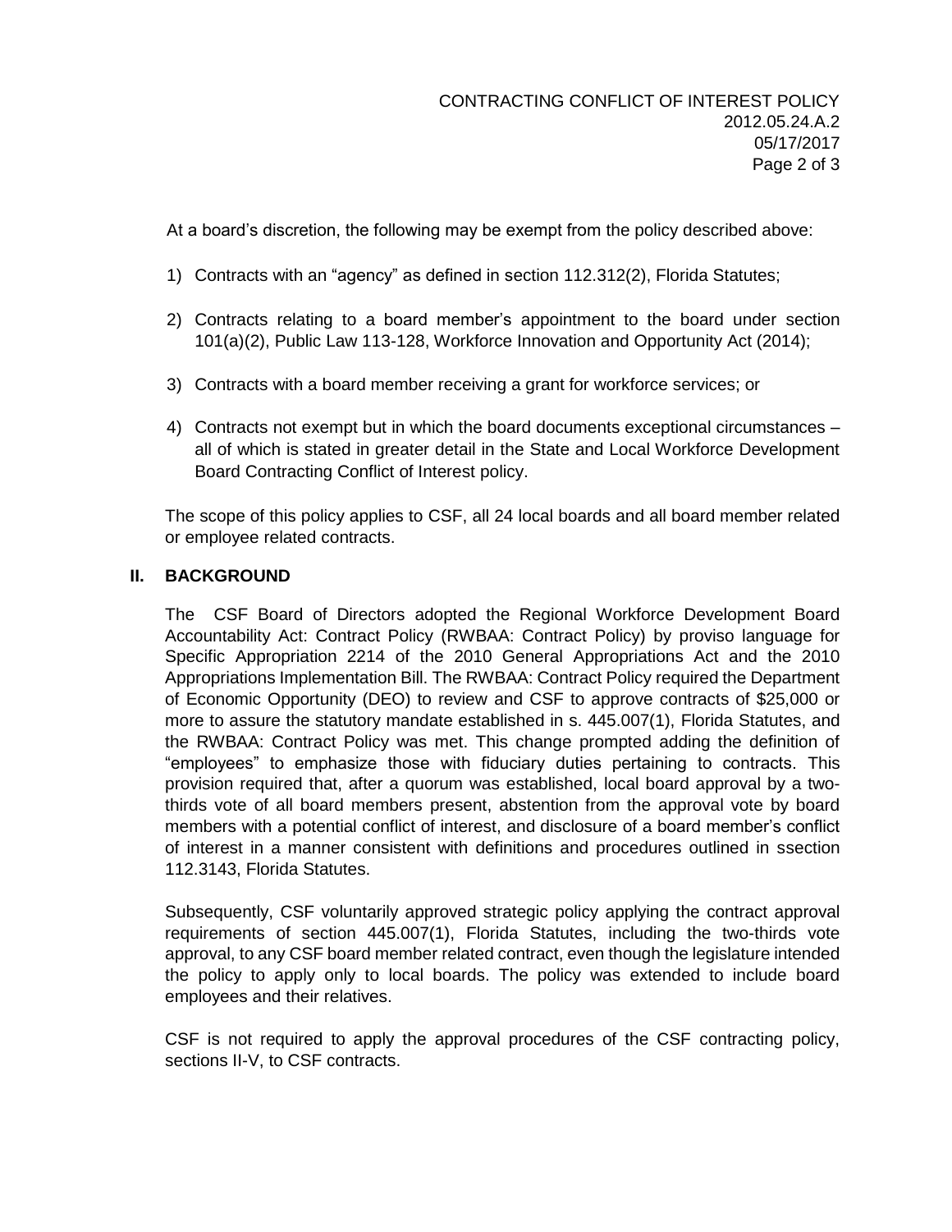At a board's discretion, the following may be exempt from the policy described above:

1) Contracts with an "agency" as defined in section 112.312(2), Florida Statutes;

2) Contracts relating to a board member's appointment to the board under section 101(a)(2), Public Law 113-128, Workforce Innovation and Opportunity Act (2014);

3) Contracts with a board member receiving a grant for workforce services; or

4) Contracts not exempt but in which the board documents exceptional circumstances – all of which is stated in greater detail in the State and Local Workforce Development Board Contracting Conflict of Interest policy.

The scope of this policy applies to CSF, all 24 local boards and all board member related or employee related contracts.

## II. BACKGROUND

The CSF Board of Directors adopted the Regional Workforce Development Board Accountability Act: Contract Policy (RWBAA: Contract Policy) by proviso language for Specific Appropriation 2214 of the 2010 General Appropriations Act and the 2010 Appropriations Implementation Bill. The RWBAA: Contract Policy required the Department of Economic Opportunity (DEO) to review and CSF to approve contracts of $25,000 or more to assure the statutory mandate established in s. 445.007(1), Florida Statutes, and the RWBAA: Contract Policy was met. This change prompted adding the definition of "employees" to emphasize those with fiduciary duties pertaining to contracts. This provision required that, after a quorum was established, local board approval by a two-thirds vote of all board members present, abstention from the approval vote by board members with a potential conflict of interest, and disclosure of a board member's conflict of interest in a manner consistent with definitions and procedures outlined in ssection 112.3143, Florida Statutes.

Subsequently, CSF voluntarily approved strategic policy applying the contract approval requirements of section 445.007(1), Florida Statutes, including the two-thirds vote approval, to any CSF board member related contract, even though the legislature intended the policy to apply only to local boards. The policy was extended to include board employees and their relatives.

CSF is not required to apply the approval procedures of the CSF contracting policy, sections II-V, to CSF contracts.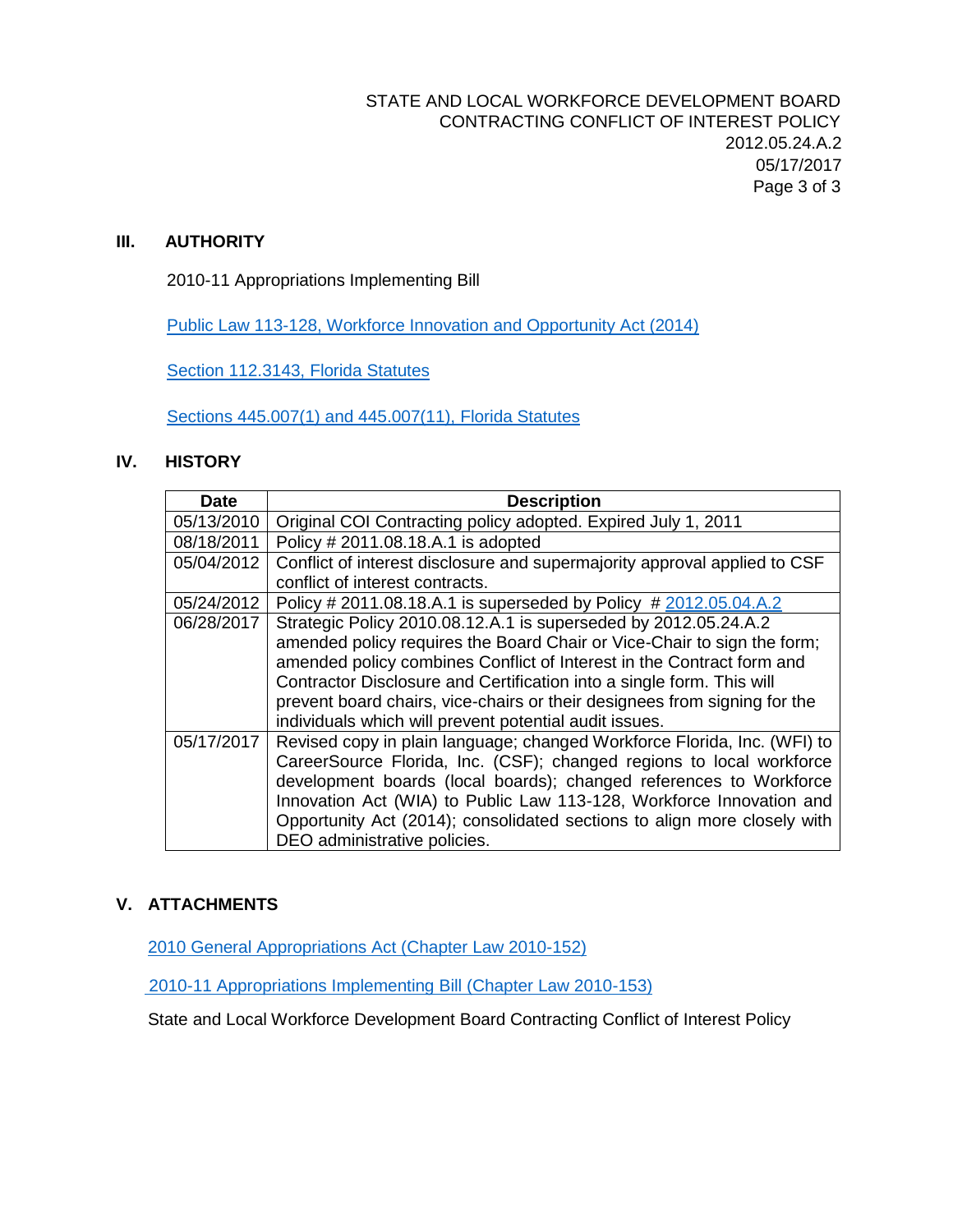## III. AUTHORITY

2010-11 Appropriations Implementing Bill

Public Law 113-128, Workforce Innovation and Opportunity Act (2014)

Section 112.3143, Florida Statutes

Sections 445.007(1) and 445.007(11), Florida Statutes

## IV. HISTORY

| Date | Description |
|---|---|
| 05/13/2010 | Original COI Contracting policy adopted. Expired July 1, 2011 |
| 08/18/2011 | Policy # 2011.08.18.A.1 is adopted |
| 05/04/2012 | Conflict of interest disclosure and supermajority approval applied to CSF conflict of interest contracts. |
| 05/24/2012 | Policy # 2011.08.18.A.1 is superseded by Policy # 2012.05.04.A.2 |
| 06/28/2017 | Strategic Policy 2010.08.12.A.1 is superseded by 2012.05.24.A.2 amended policy requires the Board Chair or Vice-Chair to sign the form; amended policy combines Conflict of Interest in the Contract form and Contractor Disclosure and Certification into a single form. This will prevent board chairs, vice-chairs or their designees from signing for the individuals which will prevent potential audit issues. |
| 05/17/2017 | Revised copy in plain language; changed Workforce Florida, Inc. (WFI) to CareerSource Florida, Inc. (CSF); changed regions to local workforce development boards (local boards); changed references to Workforce Innovation Act (WIA) to Public Law 113-128, Workforce Innovation and Opportunity Act (2014); consolidated sections to align more closely with DEO administrative policies. |

## V. ATTACHMENTS

2010 General Appropriations Act (Chapter Law 2010-152)

2010-11 Appropriations Implementing Bill (Chapter Law 2010-153)

State and Local Workforce Development Board Contracting Conflict of Interest Policy